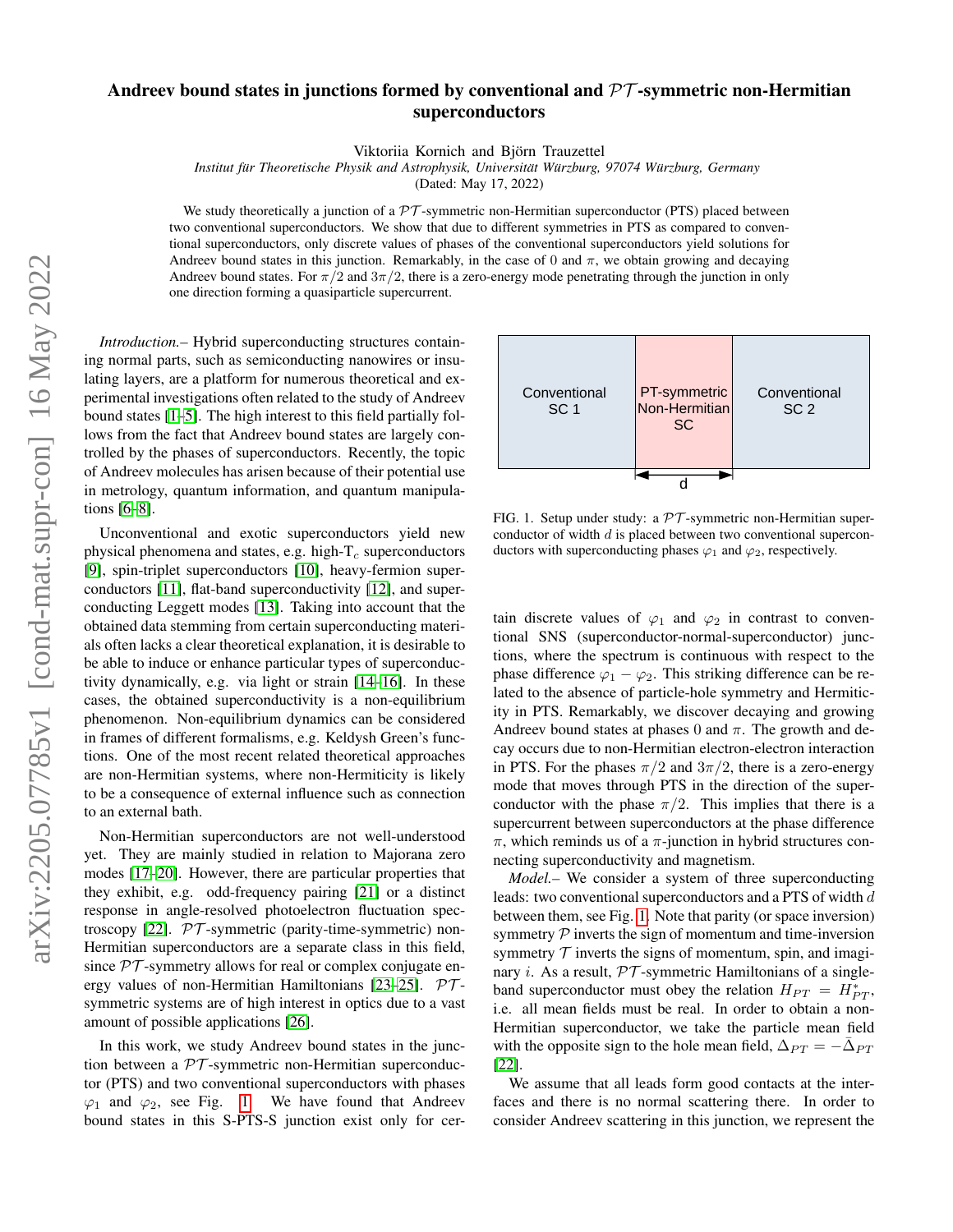# Andreev bound states in junctions formed by conventional and $\mathcal{PT}$-symmetric non-Hermitian superconductors

Viktoriia Kornich and Björn Trauzettel

*Institut für Theoretische Physik and Astrophysik, Universität Würzburg, 97074 Würzburg, Germany*

(Dated: May 17, 2022)

We study theoretically a junction of a $\mathcal{PT}$-symmetric non-Hermitian superconductor (PTS) placed between two conventional superconductors. We show that due to different symmetries in PTS as compared to conventional superconductors, only discrete values of phases of the conventional superconductors yield solutions for Andreev bound states in this junction. Remarkably, in the case of 0 and $\pi$, we obtain growing and decaying Andreev bound states. For $\pi/2$ and $3\pi/2$, there is a zero-energy mode penetrating through the junction in only one direction forming a quasiparticle supercurrent.

*Introduction.*– Hybrid superconducting structures containing normal parts, such as semiconducting nanowires or insulating layers, are a platform for numerous theoretical and experimental investigations often related to the study of Andreev bound states [1–5]. The high interest to this field partially follows from the fact that Andreev bound states are largely controlled by the phases of superconductors. Recently, the topic of Andreev molecules has arisen because of their potential use in metrology, quantum information, and quantum manipulations [6–8].

Unconventional and exotic superconductors yield new physical phenomena and states, e.g. high-T$_c$ superconductors [9], spin-triplet superconductors [10], heavy-fermion superconductors [11], flat-band superconductivity [12], and superconducting Leggett modes [13]. Taking into account that the obtained data stemming from certain superconducting materials often lacks a clear theoretical explanation, it is desirable to be able to induce or enhance particular types of superconductivity dynamically, e.g. via light or strain [14–16]. In these cases, the obtained superconductivity is a non-equilibrium phenomenon. Non-equilibrium dynamics can be considered in frames of different formalisms, e.g. Keldysh Green's functions. One of the most recent related theoretical approaches are non-Hermitian systems, where non-Hermiticity is likely to be a consequence of external influence such as connection to an external bath.

Non-Hermitian superconductors are not well-understood yet. They are mainly studied in relation to Majorana zero modes [17–20]. However, there are particular properties that they exhibit, e.g. odd-frequency pairing [21] or a distinct response in angle-resolved photoelectron fluctuation spectroscopy [22]. $\mathcal{PT}$-symmetric (parity-time-symmetric) non-Hermitian superconductors are a separate class in this field, since $\mathcal{PT}$-symmetry allows for real or complex conjugate energy values of non-Hermitian Hamiltonians [23–25]. $\mathcal{PT}$-symmetric systems are of high interest in optics due to a vast amount of possible applications [26].

In this work, we study Andreev bound states in the junction between a $\mathcal{PT}$-symmetric non-Hermitian superconductor (PTS) and two conventional superconductors with phases $\varphi_1$ and $\varphi_2$, see Fig. 1. We have found that Andreev bound states in this S-PTS-S junction exist only for certain discrete values of $\varphi_1$ and $\varphi_2$ in contrast to conventional SNS (superconductor-normal-superconductor) junctions, where the spectrum is continuous with respect to the phase difference $\varphi_1 - \varphi_2$. This striking difference can be related to the absence of particle-hole symmetry and Hermiticity in PTS. Remarkably, we discover decaying and growing Andreev bound states at phases 0 and $\pi$. The growth and decay occurs due to non-Hermitian electron-electron interaction in PTS. For the phases $\pi/2$ and $3\pi/2$, there is a zero-energy mode that moves through PTS in the direction of the superconductor with the phase $\pi/2$. This implies that there is a supercurrent between superconductors at the phase difference $\pi$, which reminds us of a $\pi$-junction in hybrid structures connecting superconductivity and magnetism.

| Conventional SC 1 | PT-symmetric Non-Hermitian SC | Conventional SC 2 |
| --- | --- | --- |
| | $\longleftarrow d \longrightarrow$ | |

FIG. 1. Setup under study: a $\mathcal{PT}$-symmetric non-Hermitian superconductor of width $d$ is placed between two conventional superconductors with superconducting phases $\varphi_1$ and $\varphi_2$, respectively.

*Model.*– We consider a system of three superconducting leads: two conventional superconductors and a PTS of width $d$ between them, see Fig. 1. Note that parity (or space inversion) symmetry $\mathcal{P}$ inverts the sign of momentum and time-inversion symmetry $\mathcal{T}$ inverts the signs of momentum, spin, and imaginary $i$. As a result, $\mathcal{PT}$-symmetric Hamiltonians of a single-band superconductor must obey the relation $H_{PT} = H^*_{PT}$, i.e. all mean fields must be real. In order to obtain a non-Hermitian superconductor, we take the particle mean field with the opposite sign to the hole mean field, $\Delta_{PT} = -\bar{\Delta}_{PT}$ [22].

We assume that all leads form good contacts at the interfaces and there is no normal scattering there. In order to consider Andreev scattering in this junction, we represent the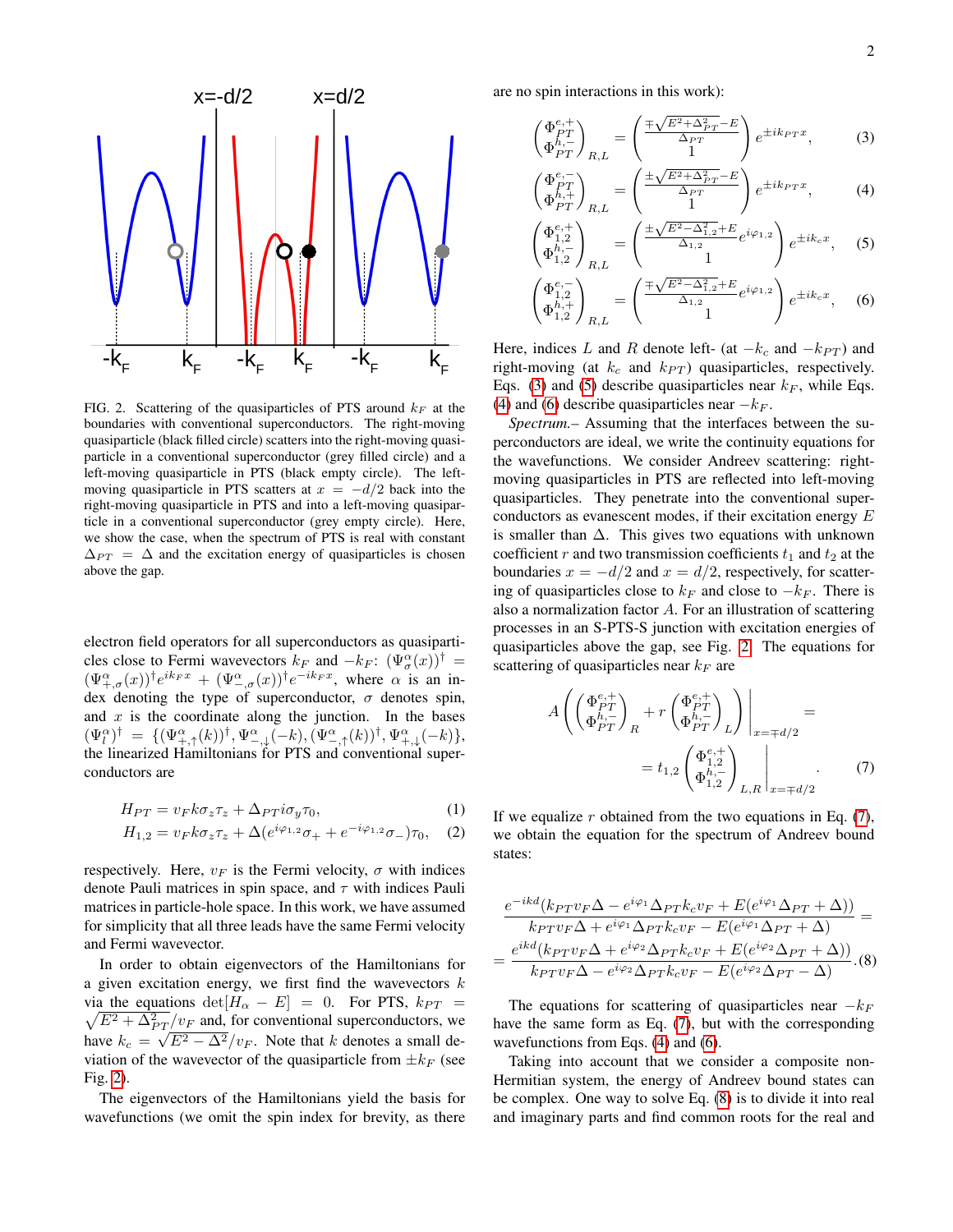FIG. 2. Scattering of the quasiparticles of PTS around $k_F$ at the boundaries with conventional superconductors. The right-moving quasiparticle (black filled circle) scatters into the right-moving quasiparticle in a conventional superconductor (grey filled circle) and a left-moving quasiparticle in PTS (black empty circle). The left-moving quasiparticle in PTS scatters at $x = -d/2$ back into the right-moving quasiparticle in PTS and into a left-moving quasiparticle in a conventional superconductor (grey empty circle). Here, we show the case, when the spectrum of PTS is real with constant $\Delta_{PT} = \Delta$ and the excitation energy of quasiparticles is chosen above the gap.

electron field operators for all superconductors as quasiparticles close to Fermi wavevectors $k_F$ and $-k_F$: $(\Psi^{\alpha}_{\sigma}(x))^{\dagger} = (\Psi^{\alpha}_{+,\sigma}(x))^{\dagger}e^{ik_F x} + (\Psi^{\alpha}_{-,\sigma}(x))^{\dagger}e^{-ik_F x}$, where $\alpha$ is an index denoting the type of superconductor, $\sigma$ denotes spin, and $x$ is the coordinate along the junction. In the bases $(\Psi^{\alpha}_{l})^{\dagger} = \{(\Psi^{\alpha}_{+,\uparrow}(k))^{\dagger}, \Psi^{\alpha}_{-,\downarrow}(-k), (\Psi^{\alpha}_{-,\uparrow}(k))^{\dagger}, \Psi^{\alpha}_{+,\downarrow}(-k)\}$, the linearized Hamiltonians for PTS and conventional superconductors are

$$H_{PT} = v_F k \sigma_z \tau_z + \Delta_{PT} i\sigma_y \tau_0, \tag{1}$$

$$H_{1,2} = v_F k \sigma_z \tau_z + \Delta (e^{i\varphi_{1,2}}\sigma_+ + e^{-i\varphi_{1,2}}\sigma_-)\tau_0, \tag{2}$$

respectively. Here, $v_F$ is the Fermi velocity, $\sigma$ with indices denote Pauli matrices in spin space, and $\tau$ with indices Pauli matrices in particle-hole space. In this work, we have assumed for simplicity that all three leads have the same Fermi velocity and Fermi wavevector.

In order to obtain eigenvectors of the Hamiltonians for a given excitation energy, we first find the wavevectors $k$ via the equations $\det[H_\alpha - E] = 0$. For PTS, $k_{PT} = \sqrt{E^2 + \Delta^2_{PT}}/v_F$ and, for conventional superconductors, we have $k_c = \sqrt{E^2 - \Delta^2}/v_F$. Note that $k$ denotes a small deviation of the wavevector of the quasiparticle from $\pm k_F$ (see Fig. 2).

The eigenvectors of the Hamiltonians yield the basis for wavefunctions (we omit the spin index for brevity, as there are no spin interactions in this work):

$$\begin{pmatrix} \Phi^{e,+}_{PT} \\ \Phi^{h,-}_{PT} \end{pmatrix}_{R,L} = \begin{pmatrix} \frac{\mp\sqrt{E^2+\Delta^2_{PT}}-E}{\Delta_{PT}} \\ 1 \end{pmatrix} e^{\pm i k_{PT} x}, \tag{3}$$

$$\begin{pmatrix} \Phi^{e,-}_{PT} \\ \Phi^{h,+}_{PT} \end{pmatrix}_{R,L} = \begin{pmatrix} \frac{\pm\sqrt{E^2+\Delta^2_{PT}}-E}{\Delta_{PT}} \\ 1 \end{pmatrix} e^{\pm i k_{PT} x}, \tag{4}$$

$$\begin{pmatrix} \Phi^{e,+}_{1,2} \\ \Phi^{h,-}_{1,2} \end{pmatrix}_{R,L} = \begin{pmatrix} \frac{\pm\sqrt{E^2-\Delta^2_{1,2}}+E}{\Delta_{1,2}} e^{i\varphi_{1,2}} \\ 1 \end{pmatrix} e^{\pm i k_c x}, \tag{5}$$

$$\begin{pmatrix} \Phi^{e,-}_{1,2} \\ \Phi^{h,+}_{1,2} \end{pmatrix}_{R,L} = \begin{pmatrix} \frac{\mp\sqrt{E^2-\Delta^2_{1,2}}+E}{\Delta_{1,2}} e^{i\varphi_{1,2}} \\ 1 \end{pmatrix} e^{\pm i k_c x}, \tag{6}$$

Here, indices $L$ and $R$ denote left- (at $-k_c$ and $-k_{PT}$) and right-moving (at $k_c$ and $k_{PT}$) quasiparticles, respectively. Eqs. (3) and (5) describe quasiparticles near $k_F$, while Eqs. (4) and (6) describe quasiparticles near $-k_F$.

*Spectrum.–* Assuming that the interfaces between the superconductors are ideal, we write the continuity equations for the wavefunctions. We consider Andreev scattering: right-moving quasiparticles in PTS are reflected into left-moving quasiparticles. They penetrate into the conventional superconductors as evanescent modes, if their excitation energy $E$ is smaller than $\Delta$. This gives two equations with unknown coefficient $r$ and two transmission coefficients $t_1$ and $t_2$ at the boundaries $x = -d/2$ and $x = d/2$, respectively, for scattering of quasiparticles close to $k_F$ and close to $-k_F$. There is also a normalization factor $A$. For an illustration of scattering processes in an S-PTS-S junction with excitation energies of quasiparticles above the gap, see Fig. 2. The equations for scattering of quasiparticles near $k_F$ are

$$A\left(\begin{pmatrix} \Phi^{e,+}_{PT} \\ \Phi^{h,-}_{PT} \end{pmatrix}_R + r\begin{pmatrix} \Phi^{e,+}_{PT} \\ \Phi^{h,-}_{PT} \end{pmatrix}_L\right)\Bigg|_{x=\mp d/2} = \\ = t_{1,2}\begin{pmatrix} \Phi^{e,+}_{1,2} \\ \Phi^{h,-}_{1,2} \end{pmatrix}_{L,R}\Bigg|_{x=\mp d/2}. \tag{7}$$

If we equalize $r$ obtained from the two equations in Eq. (7), we obtain the equation for the spectrum of Andreev bound states:

$$\frac{e^{-ikd}(k_{PT}v_F\Delta - e^{i\varphi_1}\Delta_{PT}k_c v_F + E(e^{i\varphi_1}\Delta_{PT}+\Delta))}{k_{PT}v_F\Delta + e^{i\varphi_1}\Delta_{PT}k_c v_F - E(e^{i\varphi_1}\Delta_{PT}+\Delta)} = \\ = \frac{e^{ikd}(k_{PT}v_F\Delta + e^{i\varphi_2}\Delta_{PT}k_c v_F + E(e^{i\varphi_2}\Delta_{PT}+\Delta))}{k_{PT}v_F\Delta - e^{i\varphi_2}\Delta_{PT}k_c v_F - E(e^{i\varphi_2}\Delta_{PT}-\Delta)}. \tag{8}$$

The equations for scattering of quasiparticles near $-k_F$ have the same form as Eq. (7), but with the corresponding wavefunctions from Eqs. (4) and (6).

Taking into account that we consider a composite non-Hermitian system, the energy of Andreev bound states can be complex. One way to solve Eq. (8) is to divide it into real and imaginary parts and find common roots for the real and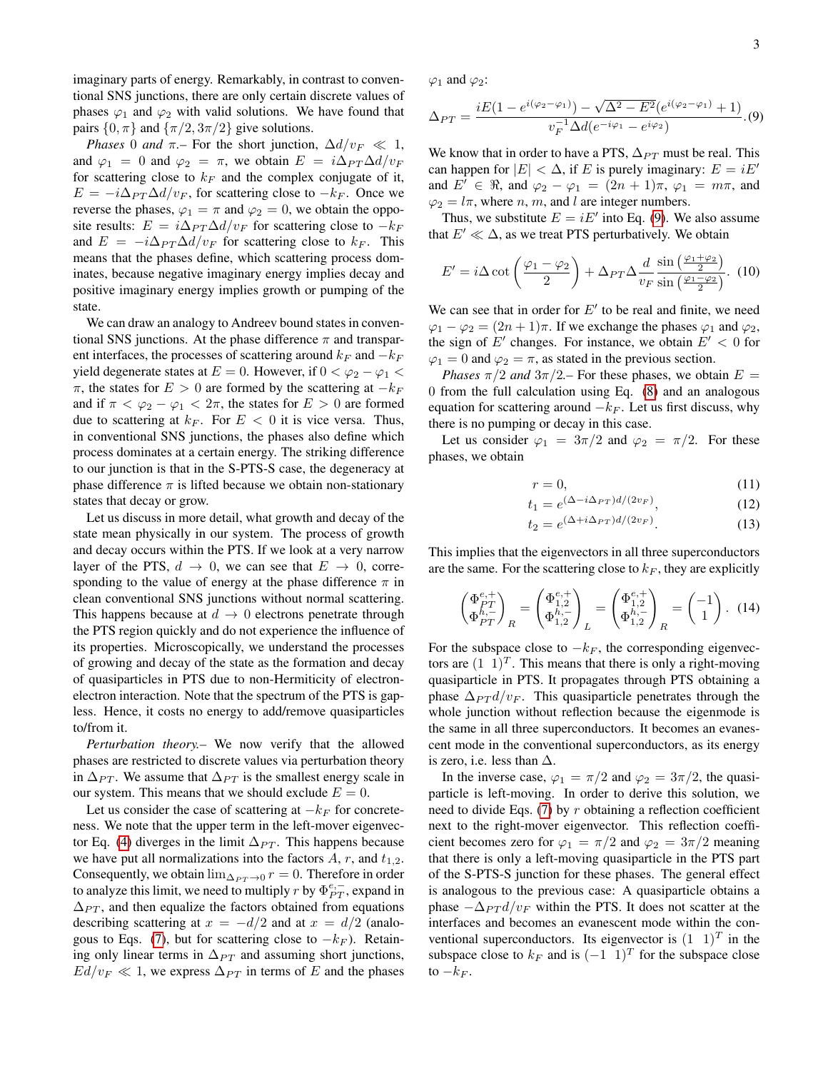imaginary parts of energy. Remarkably, in contrast to conventional SNS junctions, there are only certain discrete values of phases $\varphi_1$ and $\varphi_2$ with valid solutions. We have found that pairs $\{0, \pi\}$ and $\{\pi/2, 3\pi/2\}$ give solutions.

*Phases 0 and $\pi$.–* For the short junction, $\Delta d/v_F \ll 1$, and $\varphi_1 = 0$ and $\varphi_2 = \pi$, we obtain $E = i\Delta_{PT}\Delta d/v_F$ for scattering close to $k_F$ and the complex conjugate of it, $E = -i\Delta_{PT}\Delta d/v_F$, for scattering close to $-k_F$. Once we reverse the phases, $\varphi_1 = \pi$ and $\varphi_2 = 0$, we obtain the opposite results: $E = i\Delta_{PT}\Delta d/v_F$ for scattering close to $-k_F$ and $E = -i\Delta_{PT}\Delta d/v_F$ for scattering close to $k_F$. This means that the phases define, which scattering process dominates, because negative imaginary energy implies decay and positive imaginary energy implies growth or pumping of the state.

We can draw an analogy to Andreev bound states in conventional SNS junctions. At the phase difference $\pi$ and transparent interfaces, the processes of scattering around $k_F$ and $-k_F$ yield degenerate states at $E = 0$. However, if $0 < \varphi_2 - \varphi_1 < \pi$, the states for $E > 0$ are formed by the scattering at $-k_F$ and if $\pi < \varphi_2 - \varphi_1 < 2\pi$, the states for $E > 0$ are formed due to scattering at $k_F$. For $E < 0$ it is vice versa. Thus, in conventional SNS junctions, the phases also define which process dominates at a certain energy. The striking difference to our junction is that in the S-PTS-S case, the degeneracy at phase difference $\pi$ is lifted because we obtain non-stationary states that decay or grow.

Let us discuss in more detail, what growth and decay of the state mean physically in our system. The process of growth and decay occurs within the PTS. If we look at a very narrow layer of the PTS, $d \to 0$, we can see that $E \to 0$, corresponding to the value of energy at the phase difference $\pi$ in clean conventional SNS junctions without normal scattering. This happens because at $d \to 0$ electrons penetrate through the PTS region quickly and do not experience the influence of its properties. Microscopically, we understand the processes of growing and decay of the state as the formation and decay of quasiparticles in PTS due to non-Hermiticity of electron-electron interaction. Note that the spectrum of the PTS is gapless. Hence, it costs no energy to add/remove quasiparticles to/from it.

*Perturbation theory.–* We now verify that the allowed phases are restricted to discrete values via perturbation theory in $\Delta_{PT}$. We assume that $\Delta_{PT}$ is the smallest energy scale in our system. This means that we should exclude $E = 0$.

Let us consider the case of scattering at $-k_F$ for concreteness. We note that the upper term in the left-mover eigenvector Eq. (4) diverges in the limit $\Delta_{PT}$. This happens because we have put all normalizations into the factors $A$, $r$, and $t_{1,2}$. Consequently, we obtain $\lim_{\Delta_{PT}\to 0} r = 0$. Therefore in order to analyze this limit, we need to multiply $r$ by $\Phi^{e,-}_{PT}$, expand in $\Delta_{PT}$, and then equalize the factors obtained from equations describing scattering at $x = -d/2$ and at $x = d/2$ (analogous to Eqs. (7), but for scattering close to $-k_F$). Retaining only linear terms in $\Delta_{PT}$ and assuming short junctions, $Ed/v_F \ll 1$, we express $\Delta_{PT}$ in terms of $E$ and the phases $\varphi_1$ and $\varphi_2$:

$$\Delta_{PT} = \frac{iE(1 - e^{i(\varphi_2 - \varphi_1)}) - \sqrt{\Delta^2 - E^2}(e^{i(\varphi_2 - \varphi_1)} + 1)}{v_F^{-1}\Delta d(e^{-i\varphi_1} - e^{i\varphi_2})}. \quad (9)$$

We know that in order to have a PTS, $\Delta_{PT}$ must be real. This can happen for $|E| < \Delta$, if $E$ is purely imaginary: $E = iE'$ and $E' \in \Re$, and $\varphi_2 - \varphi_1 = (2n+1)\pi$, $\varphi_1 = m\pi$, and $\varphi_2 = l\pi$, where $n$, $m$, and $l$ are integer numbers.

Thus, we substitute $E = iE'$ into Eq. (9). We also assume that $E' \ll \Delta$, as we treat PTS perturbatively. We obtain

$$E' = i\Delta \cot\left(\frac{\varphi_1 - \varphi_2}{2}\right) + \Delta_{PT}\Delta\frac{d}{v_F}\frac{\sin\left(\frac{\varphi_1 + \varphi_2}{2}\right)}{\sin\left(\frac{\varphi_1 - \varphi_2}{2}\right)}. \quad (10)$$

We can see that in order for $E'$ to be real and finite, we need $\varphi_1 - \varphi_2 = (2n+1)\pi$. If we exchange the phases $\varphi_1$ and $\varphi_2$, the sign of $E'$ changes. For instance, we obtain $E' < 0$ for $\varphi_1 = 0$ and $\varphi_2 = \pi$, as stated in the previous section.

*Phases $\pi/2$ and $3\pi/2$.–* For these phases, we obtain $E = 0$ from the full calculation using Eq. (8) and an analogous equation for scattering around $-k_F$. Let us first discuss, why there is no pumping or decay in this case.

Let us consider $\varphi_1 = 3\pi/2$ and $\varphi_2 = \pi/2$. For these phases, we obtain

$$r = 0, \quad (11)$$

$$t_1 = e^{(\Delta - i\Delta_{PT})d/(2v_F)}, \quad (12)$$

$$t_2 = e^{(\Delta + i\Delta_{PT})d/(2v_F)}. \quad (13)$$

This implies that the eigenvectors in all three superconductors are the same. For the scattering close to $k_F$, they are explicitly

$$\begin{pmatrix} \Phi^{e,+}_{PT} \\ \Phi^{h,-}_{PT} \end{pmatrix}_R = \begin{pmatrix} \Phi^{e,+}_{1,2} \\ \Phi^{h,-}_{1,2} \end{pmatrix}_L = \begin{pmatrix} \Phi^{e,+}_{1,2} \\ \Phi^{h,-}_{1,2} \end{pmatrix}_R = \begin{pmatrix} -1 \\ 1 \end{pmatrix}. \quad (14)$$

For the subspace close to $-k_F$, the corresponding eigenvectors are $(1 \;\; 1)^T$. This means that there is only a right-moving quasiparticle in PTS. It propagates through PTS obtaining a phase $\Delta_{PT}d/v_F$. This quasiparticle penetrates through the whole junction without reflection because the eigenmode is the same in all three superconductors. It becomes an evanescent mode in the conventional superconductors, as its energy is zero, i.e. less than $\Delta$.

In the inverse case, $\varphi_1 = \pi/2$ and $\varphi_2 = 3\pi/2$, the quasiparticle is left-moving. In order to derive this solution, we need to divide Eqs. (7) by $r$ obtaining a reflection coefficient next to the right-mover eigenvector. This reflection coefficient becomes zero for $\varphi_1 = \pi/2$ and $\varphi_2 = 3\pi/2$ meaning that there is only a left-moving quasiparticle in the PTS part of the S-PTS-S junction for these phases. The general effect is analogous to the previous case: A quasiparticle obtains a phase $-\Delta_{PT}d/v_F$ within the PTS. It does not scatter at the interfaces and becomes an evanescent mode within the conventional superconductors. Its eigenvector is $(1 \;\; 1)^T$ in the subspace close to $k_F$ and is $(-1 \;\; 1)^T$ for the subspace close to $-k_F$.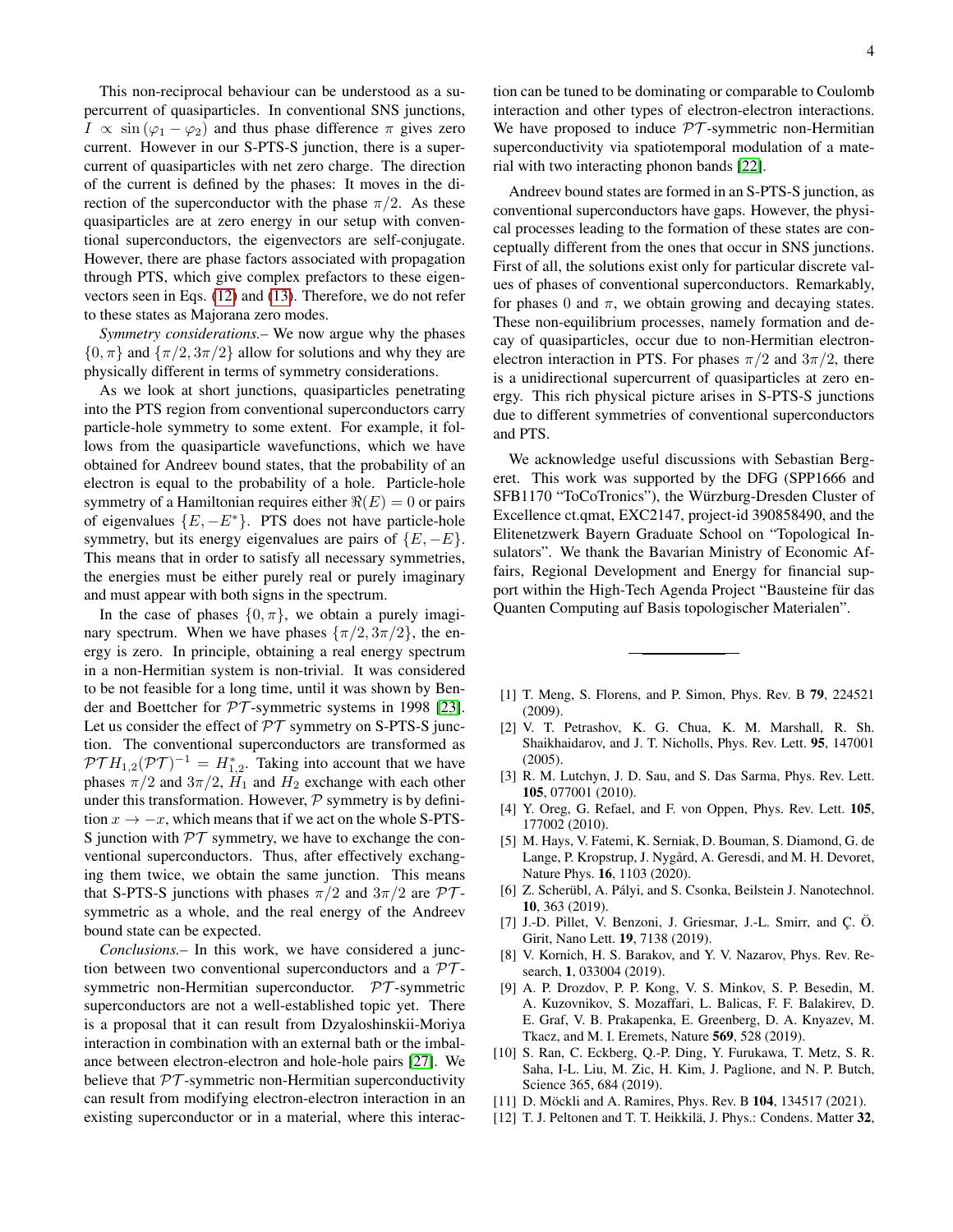This non-reciprocal behaviour can be understood as a supercurrent of quasiparticles. In conventional SNS junctions, $I \propto \sin(\varphi_1 - \varphi_2)$ and thus phase difference $\pi$ gives zero current. However in our S-PTS-S junction, there is a supercurrent of quasiparticles with net zero charge. The direction of the current is defined by the phases: It moves in the direction of the superconductor with the phase $\pi/2$. As these quasiparticles are at zero energy in our setup with conventional superconductors, the eigenvectors are self-conjugate. However, there are phase factors associated with propagation through PTS, which give complex prefactors to these eigenvectors seen in Eqs. (12) and (13). Therefore, we do not refer to these states as Majorana zero modes.

*Symmetry considerations.–* We now argue why the phases $\{0, \pi\}$ and $\{\pi/2, 3\pi/2\}$ allow for solutions and why they are physically different in terms of symmetry considerations.

As we look at short junctions, quasiparticles penetrating into the PTS region from conventional superconductors carry particle-hole symmetry to some extent. For example, it follows from the quasiparticle wavefunctions, which we have obtained for Andreev bound states, that the probability of an electron is equal to the probability of a hole. Particle-hole symmetry of a Hamiltonian requires either $\Re(E) = 0$ or pairs of eigenvalues $\{E, -E^*\}$. PTS does not have particle-hole symmetry, but its energy eigenvalues are pairs of $\{E, -E\}$. This means that in order to satisfy all necessary symmetries, the energies must be either purely real or purely imaginary and must appear with both signs in the spectrum.

In the case of phases $\{0, \pi\}$, we obtain a purely imaginary spectrum. When we have phases $\{\pi/2, 3\pi/2\}$, the energy is zero. In principle, obtaining a real energy spectrum in a non-Hermitian system is non-trivial. It was considered to be not feasible for a long time, until it was shown by Bender and Boettcher for $\mathcal{PT}$-symmetric systems in 1998 [23]. Let us consider the effect of $\mathcal{PT}$ symmetry on S-PTS-S junction. The conventional superconductors are transformed as $\mathcal{PT}H_{1,2}(\mathcal{PT})^{-1} = H^*_{1,2}$. Taking into account that we have phases $\pi/2$ and $3\pi/2$, $H_1$ and $H_2$ exchange with each other under this transformation. However, $\mathcal{P}$ symmetry is by definition $x \to -x$, which means that if we act on the whole S-PTS-S junction with $\mathcal{PT}$ symmetry, we have to exchange the conventional superconductors. Thus, after effectively exchanging them twice, we obtain the same junction. This means that S-PTS-S junctions with phases $\pi/2$ and $3\pi/2$ are $\mathcal{PT}$-symmetric as a whole, and the real energy of the Andreev bound state can be expected.

*Conclusions.–* In this work, we have considered a junction between two conventional superconductors and a $\mathcal{PT}$-symmetric non-Hermitian superconductor. $\mathcal{PT}$-symmetric superconductors are not a well-established topic yet. There is a proposal that it can result from Dzyaloshinskii-Moriya interaction in combination with an external bath or the imbalance between electron-electron and hole-hole pairs [27]. We believe that $\mathcal{PT}$-symmetric non-Hermitian superconductivity can result from modifying electron-electron interaction in an existing superconductor or in a material, where this interaction can be tuned to be dominating or comparable to Coulomb interaction and other types of electron-electron interactions. We have proposed to induce $\mathcal{PT}$-symmetric non-Hermitian superconductivity via spatiotemporal modulation of a material with two interacting phonon bands [22].

Andreev bound states are formed in an S-PTS-S junction, as conventional superconductors have gaps. However, the physical processes leading to the formation of these states are conceptually different from the ones that occur in SNS junctions. First of all, the solutions exist only for particular discrete values of phases of conventional superconductors. Remarkably, for phases 0 and $\pi$, we obtain growing and decaying states. These non-equilibrium processes, namely formation and decay of quasiparticles, occur due to non-Hermitian electron-electron interaction in PTS. For phases $\pi/2$ and $3\pi/2$, there is a unidirectional supercurrent of quasiparticles at zero energy. This rich physical picture arises in S-PTS-S junctions due to different symmetries of conventional superconductors and PTS.

We acknowledge useful discussions with Sebastian Bergeret. This work was supported by the DFG (SPP1666 and SFB1170 "ToCoTronics"), the Würzburg-Dresden Cluster of Excellence ct.qmat, EXC2147, project-id 390858490, and the Elitenetzwerk Bayern Graduate School on "Topological Insulators". We thank the Bavarian Ministry of Economic Affairs, Regional Development and Energy for financial support within the High-Tech Agenda Project "Bausteine für das Quanten Computing auf Basis topologischer Materialen".

---

[1] T. Meng, S. Florens, and P. Simon, Phys. Rev. B **79**, 224521 (2009).

[2] V. T. Petrashov, K. G. Chua, K. M. Marshall, R. Sh. Shaikhaidarov, and J. T. Nicholls, Phys. Rev. Lett. **95**, 147001 (2005).

[3] R. M. Lutchyn, J. D. Sau, and S. Das Sarma, Phys. Rev. Lett. **105**, 077001 (2010).

[4] Y. Oreg, G. Refael, and F. von Oppen, Phys. Rev. Lett. **105**, 177002 (2010).

[5] M. Hays, V. Fatemi, K. Serniak, D. Bouman, S. Diamond, G. de Lange, P. Kropstrup, J. Nygård, A. Geresdi, and M. H. Devoret, Nature Phys. **16**, 1103 (2020).

[6] Z. Scherübl, A. Pályi, and S. Csonka, Beilstein J. Nanotechnol. **10**, 363 (2019).

[7] J.-D. Pillet, V. Benzoni, J. Griesmar, J.-L. Smirr, and Ç. Ö. Girit, Nano Lett. **19**, 7138 (2019).

[8] V. Kornich, H. S. Barakov, and Y. V. Nazarov, Phys. Rev. Research, **1**, 033004 (2019).

[9] A. P. Drozdov, P. P. Kong, V. S. Minkov, S. P. Besedin, M. A. Kuzovnikov, S. Mozaffari, L. Balicas, F. F. Balakirev, D. E. Graf, V. B. Prakapenka, E. Greenberg, D. A. Knyazev, M. Tkacz, and M. I. Eremets, Nature **569**, 528 (2019).

[10] S. Ran, C. Eckberg, Q.-P. Ding, Y. Furukawa, T. Metz, S. R. Saha, I-L. Liu, M. Zic, H. Kim, J. Paglione, and N. P. Butch, Science 365, 684 (2019).

[11] D. Möckli and A. Ramires, Phys. Rev. B **104**, 134517 (2021).

[12] T. J. Peltonen and T. T. Heikkilä, J. Phys.: Condens. Matter **32**,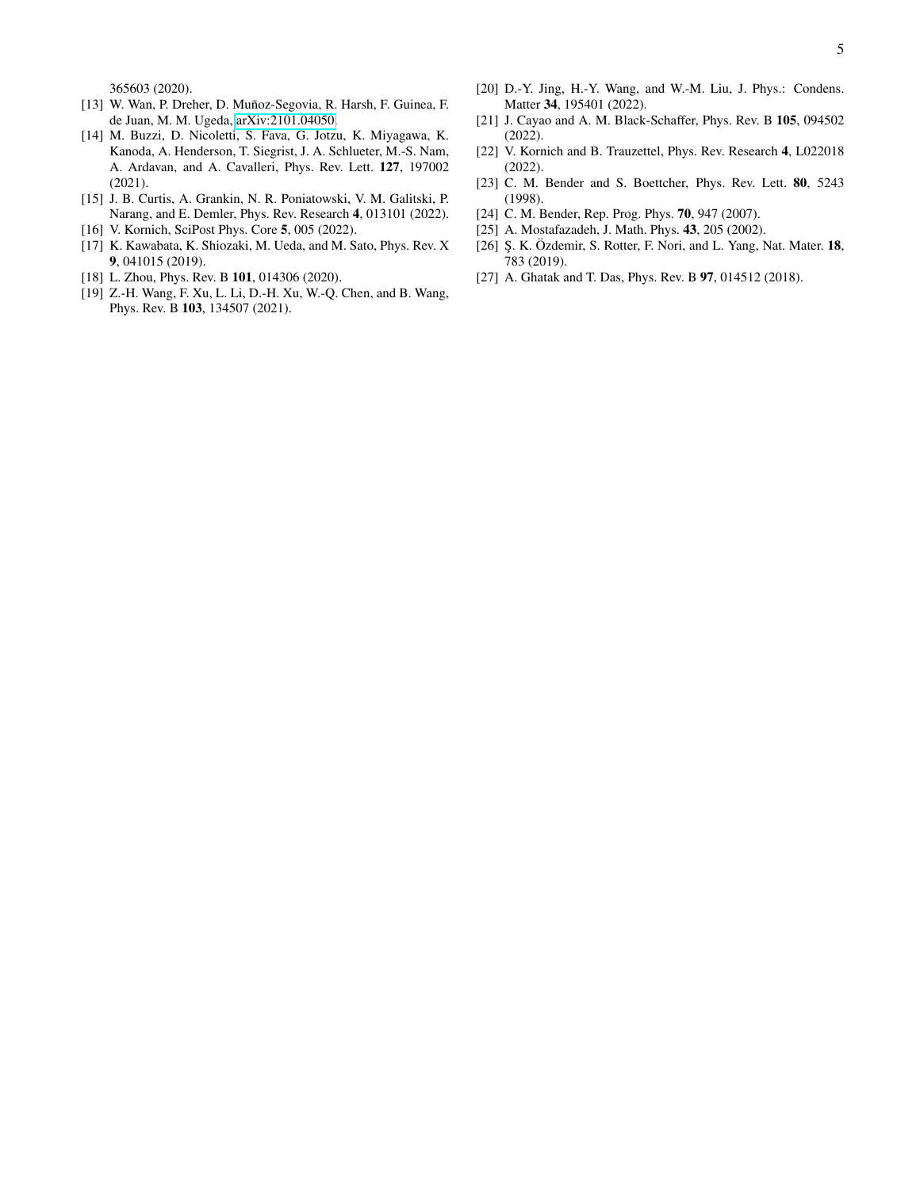365603 (2020).

[13] W. Wan, P. Dreher, D. Muñoz-Segovia, R. Harsh, F. Guinea, F. de Juan, M. M. Ugeda, arXiv:2101.04050.

[14] M. Buzzi, D. Nicoletti, S. Fava, G. Jotzu, K. Miyagawa, K. Kanoda, A. Henderson, T. Siegrist, J. A. Schlueter, M.-S. Nam, A. Ardavan, and A. Cavalleri, Phys. Rev. Lett. **127**, 197002 (2021).

[15] J. B. Curtis, A. Grankin, N. R. Poniatowski, V. M. Galitski, P. Narang, and E. Demler, Phys. Rev. Research **4**, 013101 (2022).

[16] V. Kornich, SciPost Phys. Core **5**, 005 (2022).

[17] K. Kawabata, K. Shiozaki, M. Ueda, and M. Sato, Phys. Rev. X **9**, 041015 (2019).

[18] L. Zhou, Phys. Rev. B **101**, 014306 (2020).

[19] Z.-H. Wang, F. Xu, L. Li, D.-H. Xu, W.-Q. Chen, and B. Wang, Phys. Rev. B **103**, 134507 (2021).

[20] D.-Y. Jing, H.-Y. Wang, and W.-M. Liu, J. Phys.: Condens. Matter **34**, 195401 (2022).

[21] J. Cayao and A. M. Black-Schaffer, Phys. Rev. B **105**, 094502 (2022).

[22] V. Kornich and B. Trauzettel, Phys. Rev. Research **4**, L022018 (2022).

[23] C. M. Bender and S. Boettcher, Phys. Rev. Lett. **80**, 5243 (1998).

[24] C. M. Bender, Rep. Prog. Phys. **70**, 947 (2007).

[25] A. Mostafazadeh, J. Math. Phys. **43**, 205 (2002).

[26] Ş. K. Özdemir, S. Rotter, F. Nori, and L. Yang, Nat. Mater. **18**, 783 (2019).

[27] A. Ghatak and T. Das, Phys. Rev. B **97**, 014512 (2018).